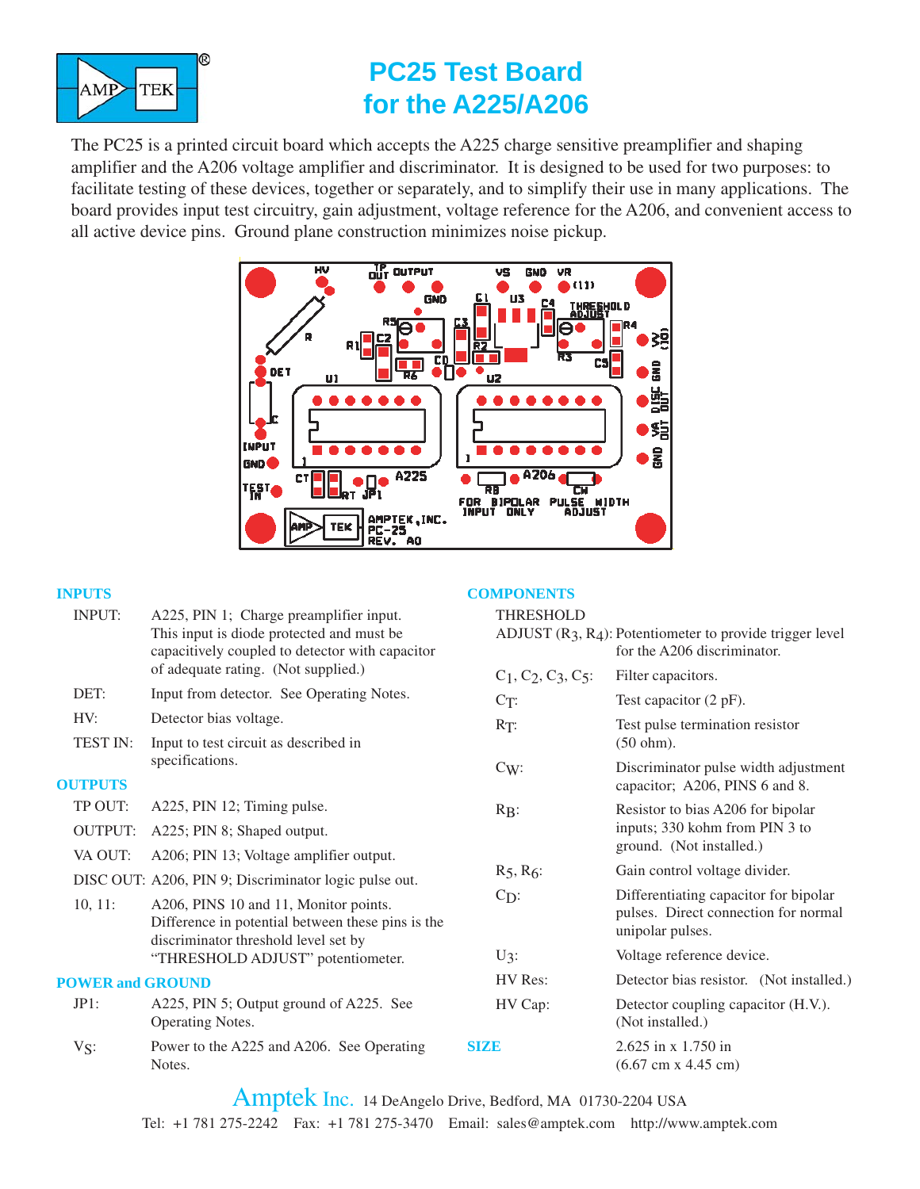# PC25 Test Board for the A225/A206

The PC25 is a printed circuit board which accepts the A225 charge sensitive preamplifier and shaping amplifier and the A206 voltage amplifier and discriminator. It is designed to be used for two purposes: to facilitate testing of these devices, together or separately, and to simplify their use in many applications. The board provides input test circuitry, gain adjustment, voltage reference for the A206, and convenient access to all active device pins. Ground plane construction minimizes noise pickup.

### INPUTS

| | |
|---|---|
| INPUT: | A225, PIN 1; Charge preamplifier input. This input is diode protected and must be capacitively coupled to detector with capacitor of adequate rating. (Not supplied.) |
| DET: | Input from detector. See Operating Notes. |
| HV: | Detector bias voltage. |
| TEST IN: | Input to test circuit as described in specifications. |

### OUTPUTS

| | |
|---|---|
| TP OUT: | A225, PIN 12; Timing pulse. |
| OUTPUT: | A225; PIN 8; Shaped output. |
| VA OUT: | A206; PIN 13; Voltage amplifier output. |
| DISC OUT: | A206, PIN 9; Discriminator logic pulse out. |
| 10, 11: | A206, PINS 10 and 11, Monitor points. Difference in potential between these pins is the discriminator threshold level set by "THRESHOLD ADJUST" potentiometer. |

### POWER and GROUND

| | |
|---|---|
| JP1: | A225, PIN 5; Output ground of A225. See Operating Notes. |
| $V_S$: | Power to the A225 and A206. See Operating Notes. |

### COMPONENTS

| | |
|---|---|
| THRESHOLD ADJUST ($R_3$, $R_4$): | Potentiometer to provide trigger level for the A206 discriminator. |
| $C_1$, $C_2$, $C_3$, $C_5$: | Filter capacitors. |
| $C_T$: | Test capacitor (2 pF). |
| $R_T$: | Test pulse termination resistor (50 ohm). |
| $C_W$: | Discriminator pulse width adjustment capacitor; A206, PINS 6 and 8. |
| $R_B$: | Resistor to bias A206 for bipolar inputs; 330 kohm from PIN 3 to ground. (Not installed.) |
| $R_5$, $R_6$: | Gain control voltage divider. |
| $C_D$: | Differentiating capacitor for bipolar pulses. Direct connection for normal unipolar pulses. |
| $U_3$: | Voltage reference device. |
| HV Res: | Detector bias resistor. (Not installed.) |
| HV Cap: | Detector coupling capacitor (H.V.). (Not installed.) |

### SIZE

2.625 in x 1.750 in (6.67 cm x 4.45 cm)

Amptek Inc. 14 DeAngelo Drive, Bedford, MA 01730-2204 USA

Tel: +1 781 275-2242 Fax: +1 781 275-3470 Email: sales@amptek.com http://www.amptek.com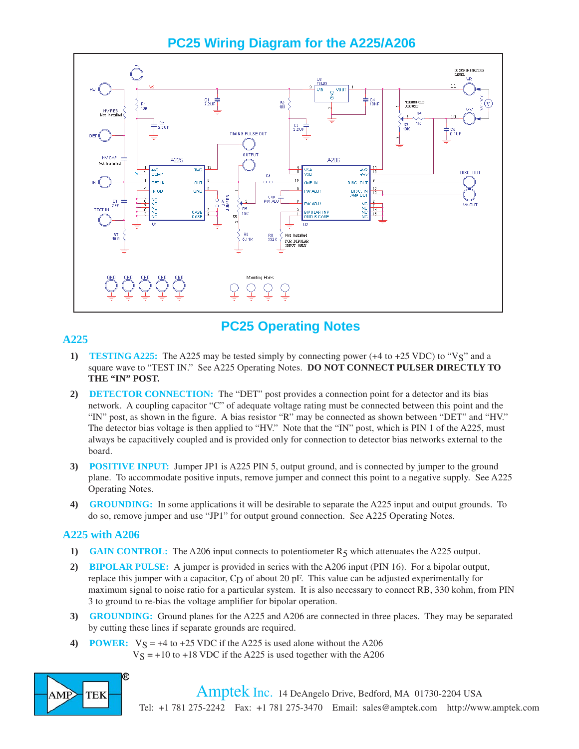## PC25 Wiring Diagram for the A225/A206

## PC25 Operating Notes

### A225

1) **TESTING A225:** The A225 may be tested simply by connecting power (+4 to +25 VDC) to "$V_S$" and a square wave to "TEST IN." See A225 Operating Notes. **DO NOT CONNECT PULSER DIRECTLY TO THE "IN" POST.**

2) **DETECTOR CONNECTION:** The "DET" post provides a connection point for a detector and its bias network. A coupling capacitor "C" of adequate voltage rating must be connected between this point and the "IN" post, as shown in the figure. A bias resistor "R" may be connected as shown between "DET" and "HV." The detector bias voltage is then applied to "HV." Note that the "IN" post, which is PIN 1 of the A225, must always be capacitively coupled and is provided only for connection to detector bias networks external to the board.

3) **POSITIVE INPUT:** Jumper JP1 is A225 PIN 5, output ground, and is connected by jumper to the ground plane. To accommodate positive inputs, remove jumper and connect this point to a negative supply. See A225 Operating Notes.

4) **GROUNDING:** In some applications it will be desirable to separate the A225 input and output grounds. To do so, remove jumper and use "JP1" for output ground connection. See A225 Operating Notes.

### A225 with A206

1) **GAIN CONTROL:** The A206 input connects to potentiometer $R_5$ which attenuates the A225 output.

2) **BIPOLAR PULSE:** A jumper is provided in series with the A206 input (PIN 16). For a bipolar output, replace this jumper with a capacitor, $C_D$ of about 20 pF. This value can be adjusted experimentally for maximum signal to noise ratio for a particular system. It is also necessary to connect RB, 330 kohm, from PIN 3 to ground to re-bias the voltage amplifier for bipolar operation.

3) **GROUNDING:** Ground planes for the A225 and A206 are connected in three places. They may be separated by cutting these lines if separate grounds are required.

4) **POWER:** $V_S$ = +4 to +25 VDC if the A225 is used alone without the A206
$V_S$ = +10 to +18 VDC if the A225 is used together with the A206

AMP TEK®

Amptek Inc. 14 DeAngelo Drive, Bedford, MA 01730-2204 USA
Tel: +1 781 275-2242 Fax: +1 781 275-3470 Email: sales@amptek.com http://www.amptek.com